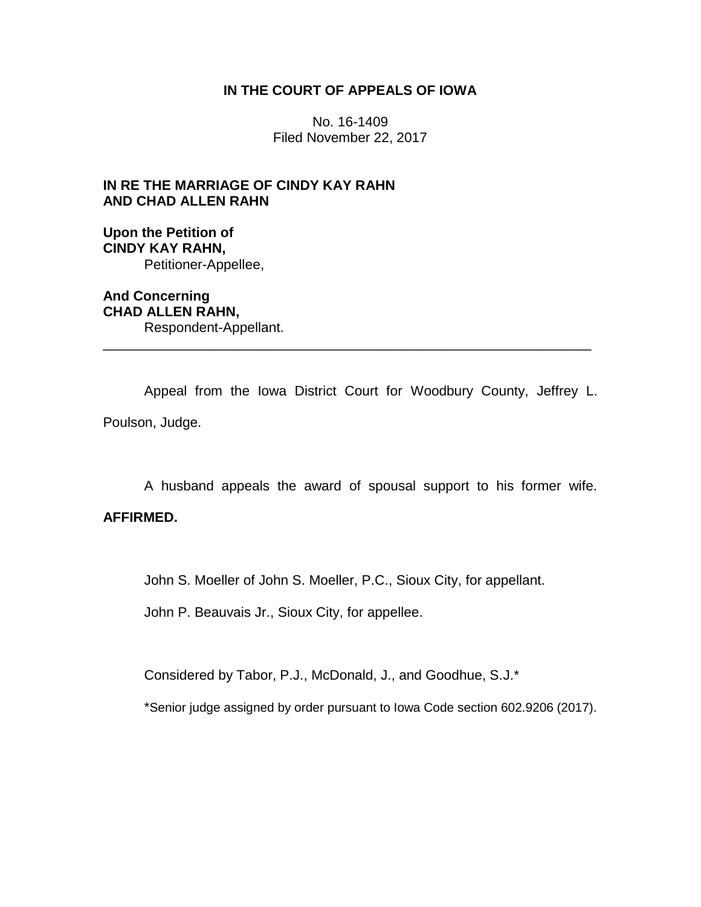**IN THE COURT OF APPEALS OF IOWA**

No. 16-1409
Filed November 22, 2017

**IN RE THE MARRIAGE OF CINDY KAY RAHN AND CHAD ALLEN RAHN**

**Upon the Petition of**
**CINDY KAY RAHN,**
Petitioner-Appellee,

**And Concerning**
**CHAD ALLEN RAHN,**
Respondent-Appellant.

---

Appeal from the Iowa District Court for Woodbury County, Jeffrey L. Poulson, Judge.

A husband appeals the award of spousal support to his former wife. **AFFIRMED.**

John S. Moeller of John S. Moeller, P.C., Sioux City, for appellant.

John P. Beauvais Jr., Sioux City, for appellee.

Considered by Tabor, P.J., McDonald, J., and Goodhue, S.J.*

*Senior judge assigned by order pursuant to Iowa Code section 602.9206 (2017).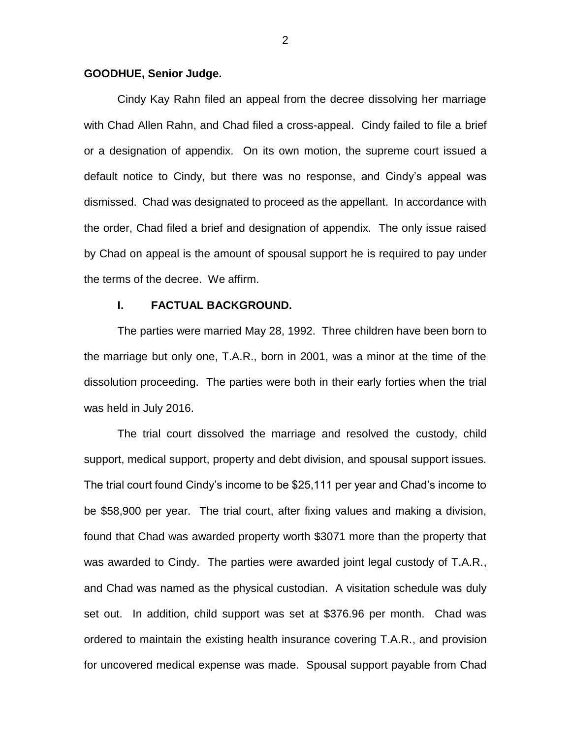**GOODHUE, Senior Judge.**

Cindy Kay Rahn filed an appeal from the decree dissolving her marriage with Chad Allen Rahn, and Chad filed a cross-appeal. Cindy failed to file a brief or a designation of appendix. On its own motion, the supreme court issued a default notice to Cindy, but there was no response, and Cindy's appeal was dismissed. Chad was designated to proceed as the appellant. In accordance with the order, Chad filed a brief and designation of appendix. The only issue raised by Chad on appeal is the amount of spousal support he is required to pay under the terms of the decree. We affirm.

## I. FACTUAL BACKGROUND.

The parties were married May 28, 1992. Three children have been born to the marriage but only one, T.A.R., born in 2001, was a minor at the time of the dissolution proceeding. The parties were both in their early forties when the trial was held in July 2016.

The trial court dissolved the marriage and resolved the custody, child support, medical support, property and debt division, and spousal support issues. The trial court found Cindy's income to be $25,111 per year and Chad's income to be $58,900 per year. The trial court, after fixing values and making a division, found that Chad was awarded property worth $3071 more than the property that was awarded to Cindy. The parties were awarded joint legal custody of T.A.R., and Chad was named as the physical custodian. A visitation schedule was duly set out. In addition, child support was set at $376.96 per month. Chad was ordered to maintain the existing health insurance covering T.A.R., and provision for uncovered medical expense was made. Spousal support payable from Chad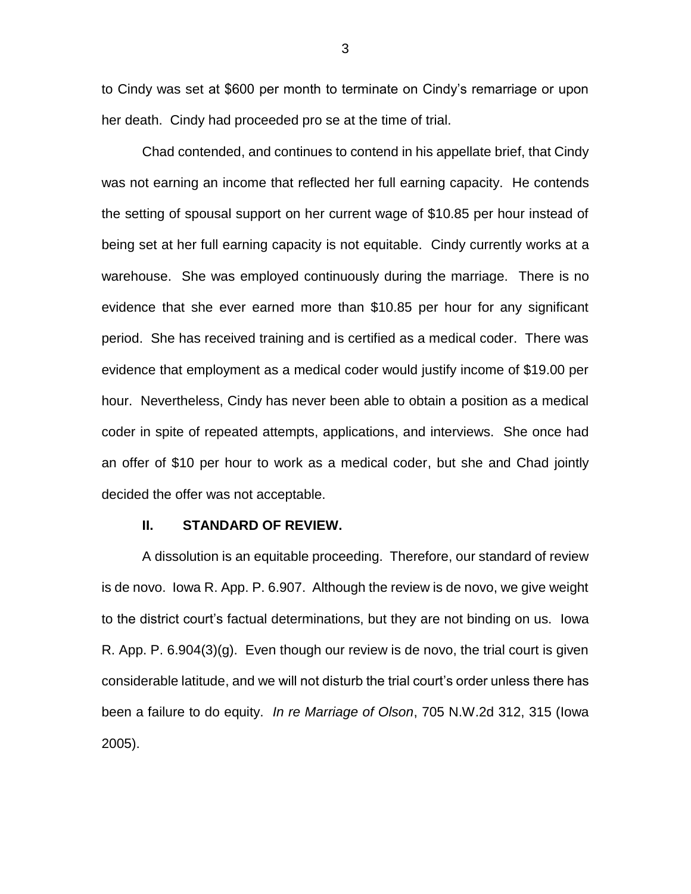to Cindy was set at $600 per month to terminate on Cindy's remarriage or upon her death. Cindy had proceeded pro se at the time of trial.

Chad contended, and continues to contend in his appellate brief, that Cindy was not earning an income that reflected her full earning capacity. He contends the setting of spousal support on her current wage of $10.85 per hour instead of being set at her full earning capacity is not equitable. Cindy currently works at a warehouse. She was employed continuously during the marriage. There is no evidence that she ever earned more than $10.85 per hour for any significant period. She has received training and is certified as a medical coder. There was evidence that employment as a medical coder would justify income of $19.00 per hour. Nevertheless, Cindy has never been able to obtain a position as a medical coder in spite of repeated attempts, applications, and interviews. She once had an offer of $10 per hour to work as a medical coder, but she and Chad jointly decided the offer was not acceptable.

## II. STANDARD OF REVIEW.

A dissolution is an equitable proceeding. Therefore, our standard of review is de novo. Iowa R. App. P. 6.907. Although the review is de novo, we give weight to the district court's factual determinations, but they are not binding on us. Iowa R. App. P. 6.904(3)(g). Even though our review is de novo, the trial court is given considerable latitude, and we will not disturb the trial court's order unless there has been a failure to do equity. *In re Marriage of Olson*, 705 N.W.2d 312, 315 (Iowa 2005).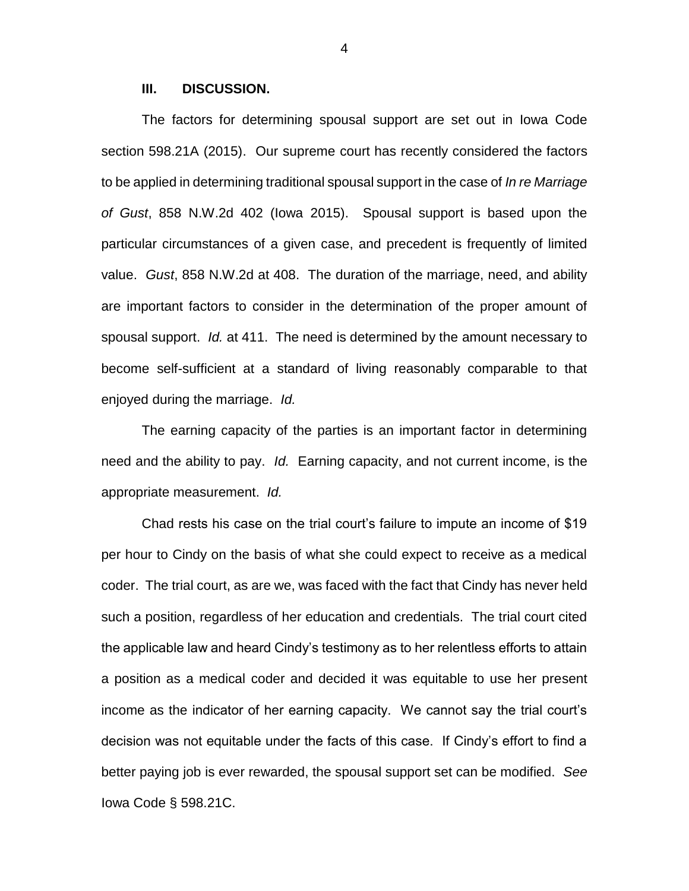## III. DISCUSSION.

The factors for determining spousal support are set out in Iowa Code section 598.21A (2015). Our supreme court has recently considered the factors to be applied in determining traditional spousal support in the case of *In re Marriage of Gust*, 858 N.W.2d 402 (Iowa 2015). Spousal support is based upon the particular circumstances of a given case, and precedent is frequently of limited value. *Gust*, 858 N.W.2d at 408. The duration of the marriage, need, and ability are important factors to consider in the determination of the proper amount of spousal support. *Id.* at 411. The need is determined by the amount necessary to become self-sufficient at a standard of living reasonably comparable to that enjoyed during the marriage. *Id.*

The earning capacity of the parties is an important factor in determining need and the ability to pay. *Id.* Earning capacity, and not current income, is the appropriate measurement. *Id.*

Chad rests his case on the trial court's failure to impute an income of $19 per hour to Cindy on the basis of what she could expect to receive as a medical coder. The trial court, as are we, was faced with the fact that Cindy has never held such a position, regardless of her education and credentials. The trial court cited the applicable law and heard Cindy's testimony as to her relentless efforts to attain a position as a medical coder and decided it was equitable to use her present income as the indicator of her earning capacity. We cannot say the trial court's decision was not equitable under the facts of this case. If Cindy's effort to find a better paying job is ever rewarded, the spousal support set can be modified. *See* Iowa Code § 598.21C.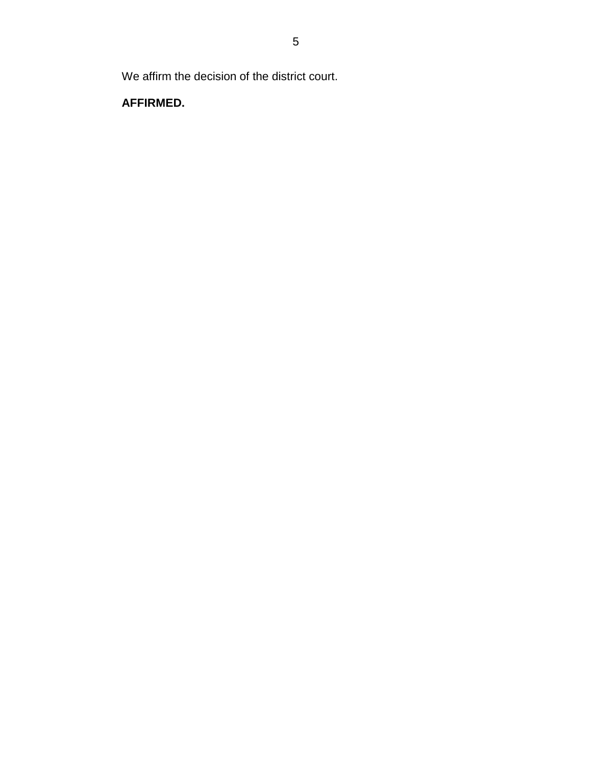We affirm the decision of the district court.

**AFFIRMED.**